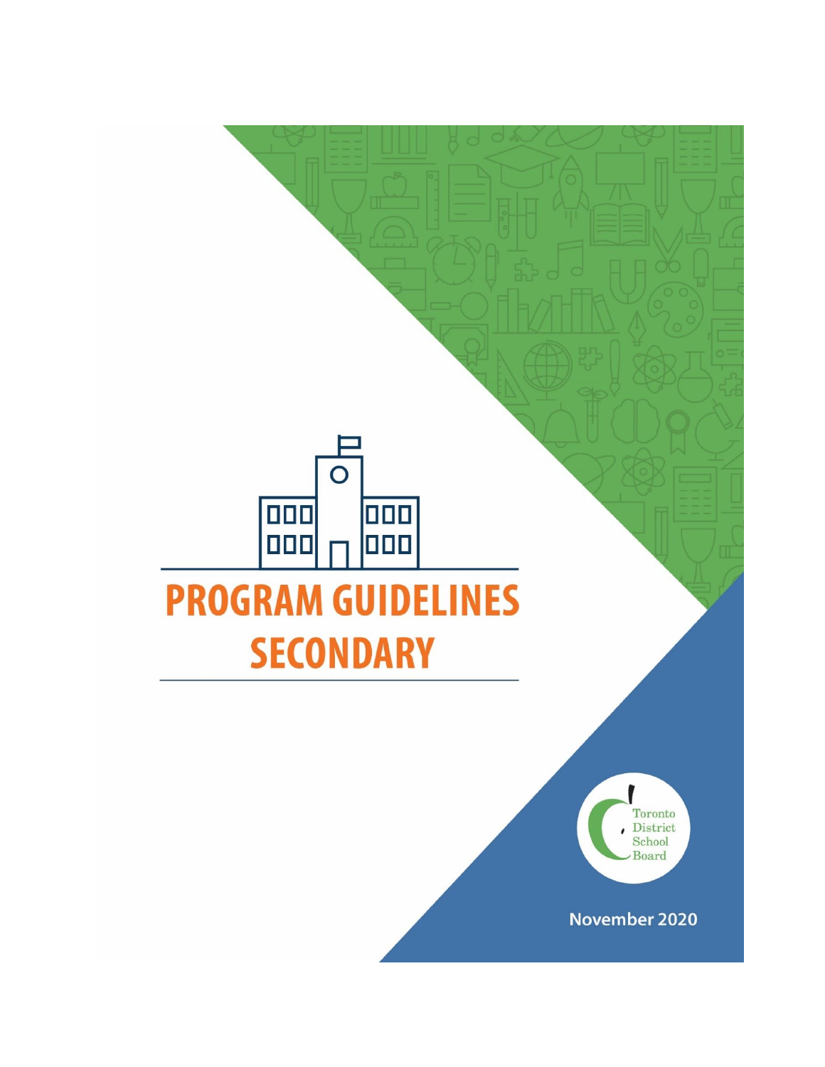# PROGRAM GUIDELINES SECONDARY

Toronto District School Board

November 2020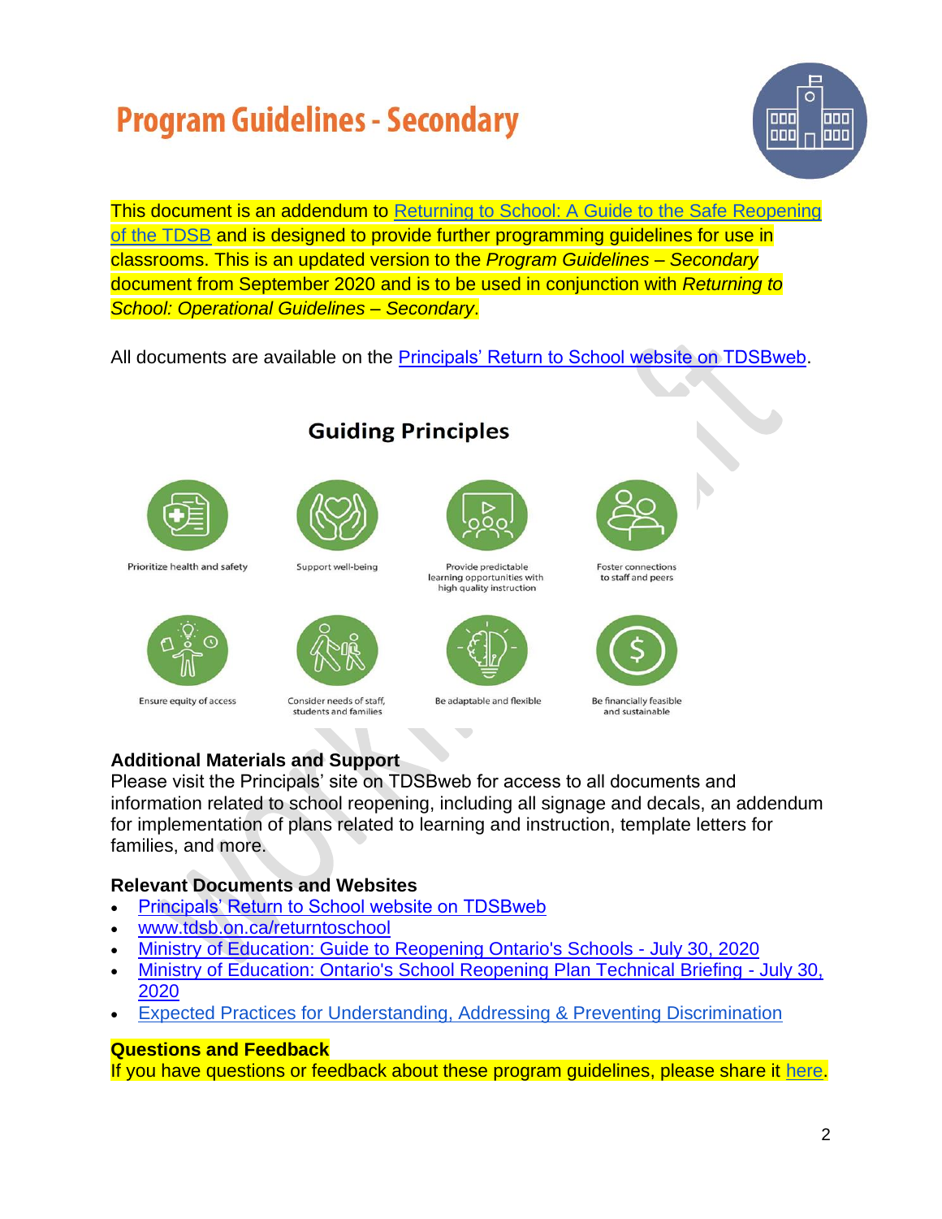# Program Guidelines - Secondary

This document is an addendum to Returning to School: A Guide to the Safe Reopening of the TDSB and is designed to provide further programming guidelines for use in classrooms. This is an updated version to the *Program Guidelines – Secondary* document from September 2020 and is to be used in conjunction with *Returning to School: Operational Guidelines – Secondary*.

All documents are available on the Principals' Return to School website on TDSBweb.

## Guiding Principles

- Prioritize health and safety
- Support well-being
- Provide predictable learning opportunities with high quality instruction
- Foster connections to staff and peers
- Ensure equity of access
- Consider needs of staff, students and families
- Be adaptable and flexible
- Be financially feasible and sustainable

**Additional Materials and Support**

Please visit the Principals' site on TDSBweb for access to all documents and information related to school reopening, including all signage and decals, an addendum for implementation of plans related to learning and instruction, template letters for families, and more.

**Relevant Documents and Websites**

- Principals' Return to School website on TDSBweb
- www.tdsb.on.ca/returntoschool
- Ministry of Education: Guide to Reopening Ontario's Schools - July 30, 2020
- Ministry of Education: Ontario's School Reopening Plan Technical Briefing - July 30, 2020
- Expected Practices for Understanding, Addressing & Preventing Discrimination

**Questions and Feedback**

If you have questions or feedback about these program guidelines, please share it here.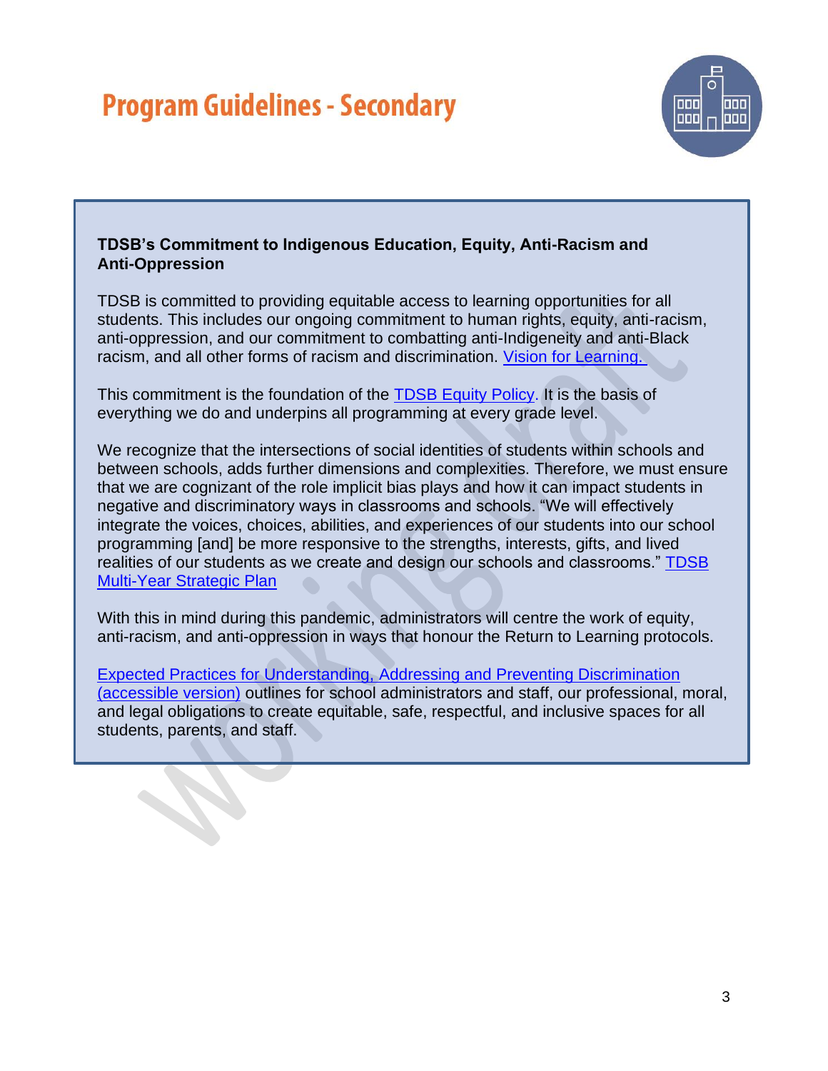# Program Guidelines - Secondary

**TDSB's Commitment to Indigenous Education, Equity, Anti-Racism and Anti-Oppression**

TDSB is committed to providing equitable access to learning opportunities for all students. This includes our ongoing commitment to human rights, equity, anti-racism, anti-oppression, and our commitment to combatting anti-Indigeneity and anti-Black racism, and all other forms of racism and discrimination. [Vision for Learning.](#)

This commitment is the foundation of the [TDSB Equity Policy](#). It is the basis of everything we do and underpins all programming at every grade level.

We recognize that the intersections of social identities of students within schools and between schools, adds further dimensions and complexities. Therefore, we must ensure that we are cognizant of the role implicit bias plays and how it can impact students in negative and discriminatory ways in classrooms and schools. "We will effectively integrate the voices, choices, abilities, and experiences of our students into our school programming [and] be more responsive to the strengths, interests, gifts, and lived realities of our students as we create and design our schools and classrooms." [TDSB Multi-Year Strategic Plan](#)

With this in mind during this pandemic, administrators will centre the work of equity, anti-racism, and anti-oppression in ways that honour the Return to Learning protocols.

[Expected Practices for Understanding, Addressing and Preventing Discrimination](#) [(accessible version)](#) outlines for school administrators and staff, our professional, moral, and legal obligations to create equitable, safe, respectful, and inclusive spaces for all students, parents, and staff.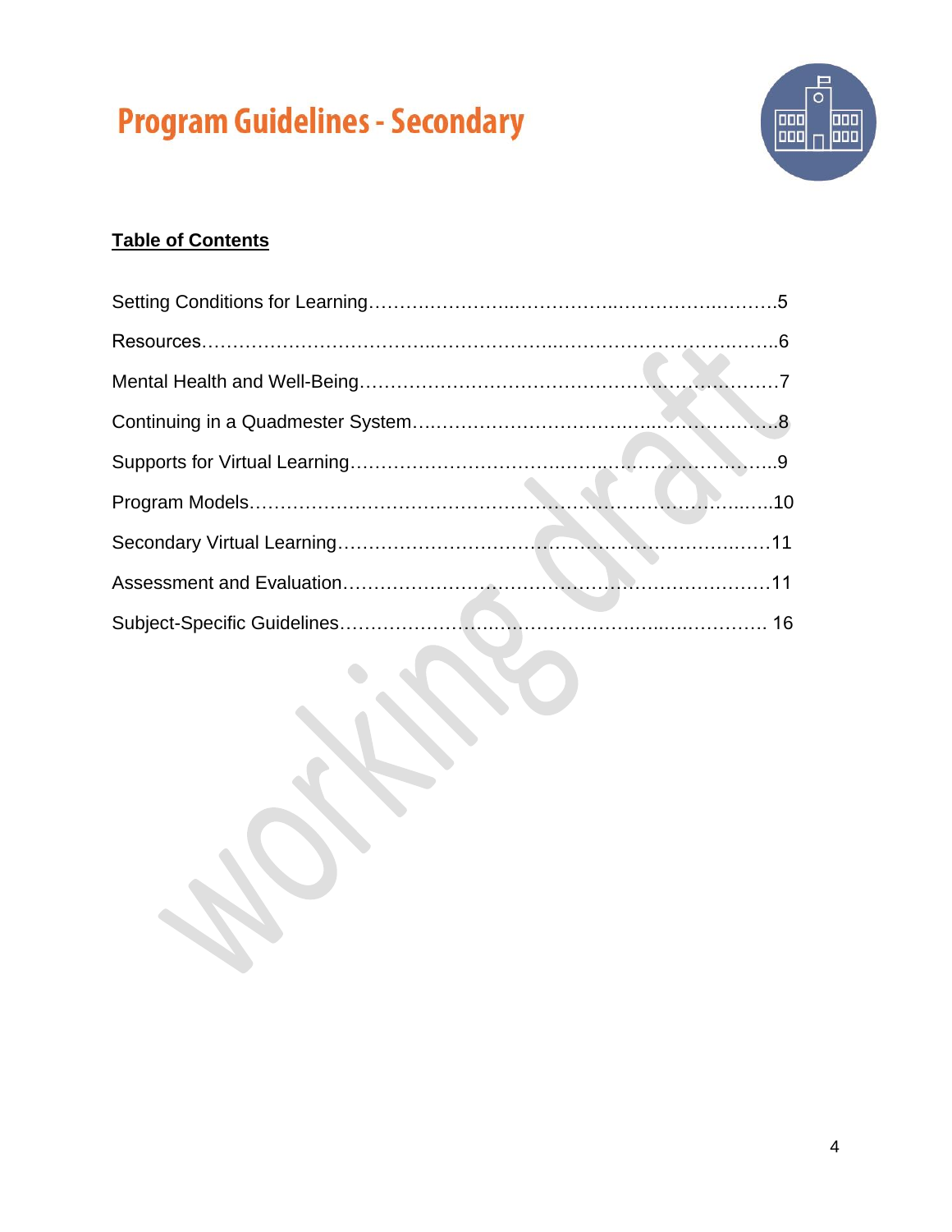# Program Guidelines - Secondary

**Table of Contents**

Setting Conditions for Learning……………………..……………..……………….……….5

Resources……………………………….……………..…………………………….……..6

Mental Health and Well-Being…………………………….…………………………….…7

Continuing in a Quadmester System…………………………….…..…………….……..8

Supports for Virtual Learning……………….……………...…….……………………….9

Program Models……………………………………………………………………..…..10

Secondary Virtual Learning……………………………………………………….……11

Assessment and Evaluation……………………………………………………………11

Subject-Specific Guidelines……………………………………….…....….…………. 16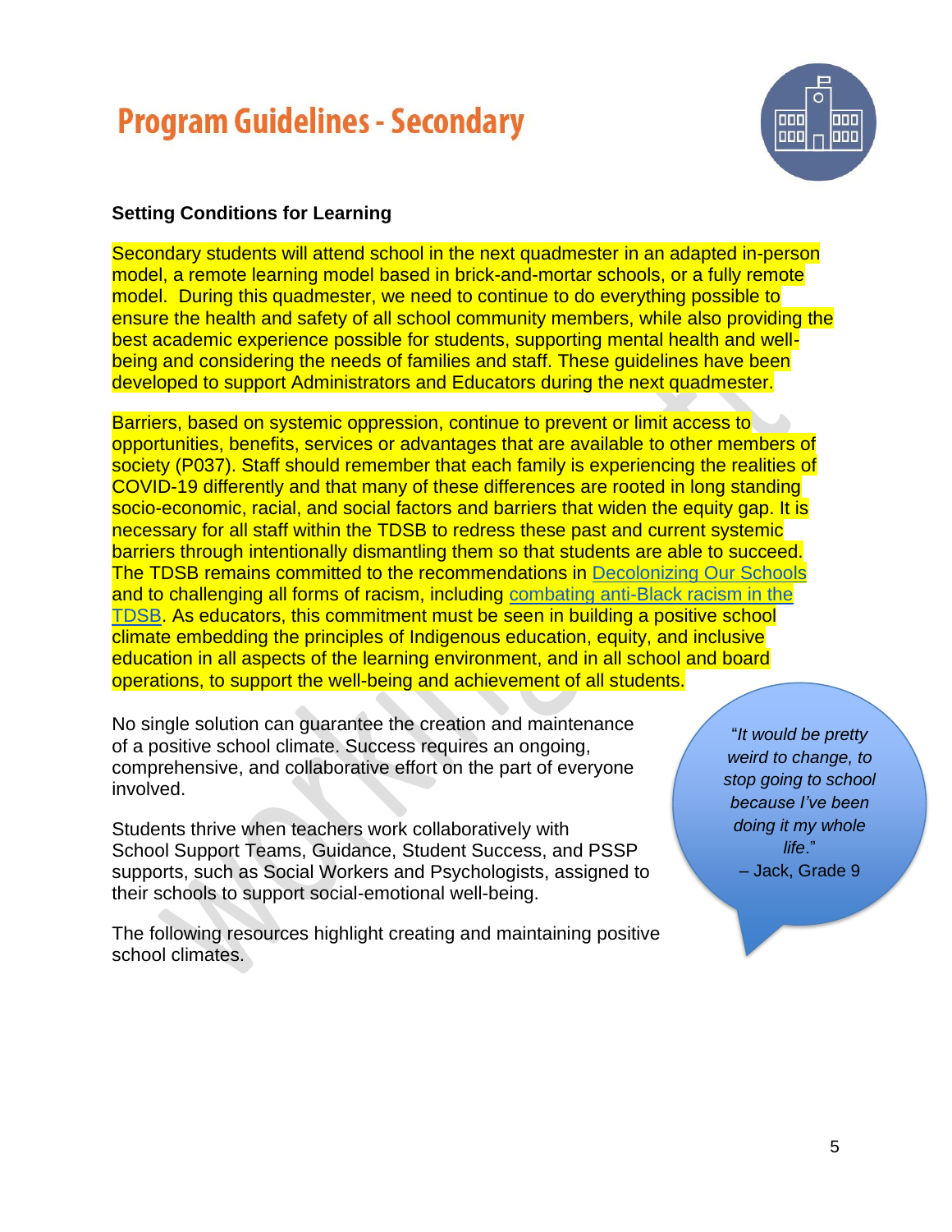# Program Guidelines - Secondary

### Setting Conditions for Learning

Secondary students will attend school in the next quadmester in an adapted in-person model, a remote learning model based in brick-and-mortar schools, or a fully remote model. During this quadmester, we need to continue to do everything possible to ensure the health and safety of all school community members, while also providing the best academic experience possible for students, supporting mental health and well-being and considering the needs of families and staff. These guidelines have been developed to support Administrators and Educators during the next quadmester.

Barriers, based on systemic oppression, continue to prevent or limit access to opportunities, benefits, services or advantages that are available to other members of society (P037). Staff should remember that each family is experiencing the realities of COVID-19 differently and that many of these differences are rooted in long standing socio-economic, racial, and social factors and barriers that widen the equity gap. It is necessary for all staff within the TDSB to redress these past and current systemic barriers through intentionally dismantling them so that students are able to succeed. The TDSB remains committed to the recommendations in Decolonizing Our Schools and to challenging all forms of racism, including combating anti-Black racism in the TDSB. As educators, this commitment must be seen in building a positive school climate embedding the principles of Indigenous education, equity, and inclusive education in all aspects of the learning environment, and in all school and board operations, to support the well-being and achievement of all students.

No single solution can guarantee the creation and maintenance of a positive school climate. Success requires an ongoing, comprehensive, and collaborative effort on the part of everyone involved.

> "*It would be pretty weird to change, to stop going to school because I've been doing it my whole life.*"
> – Jack, Grade 9

Students thrive when teachers work collaboratively with School Support Teams, Guidance, Student Success, and PSSP supports, such as Social Workers and Psychologists, assigned to their schools to support social-emotional well-being.

The following resources highlight creating and maintaining positive school climates.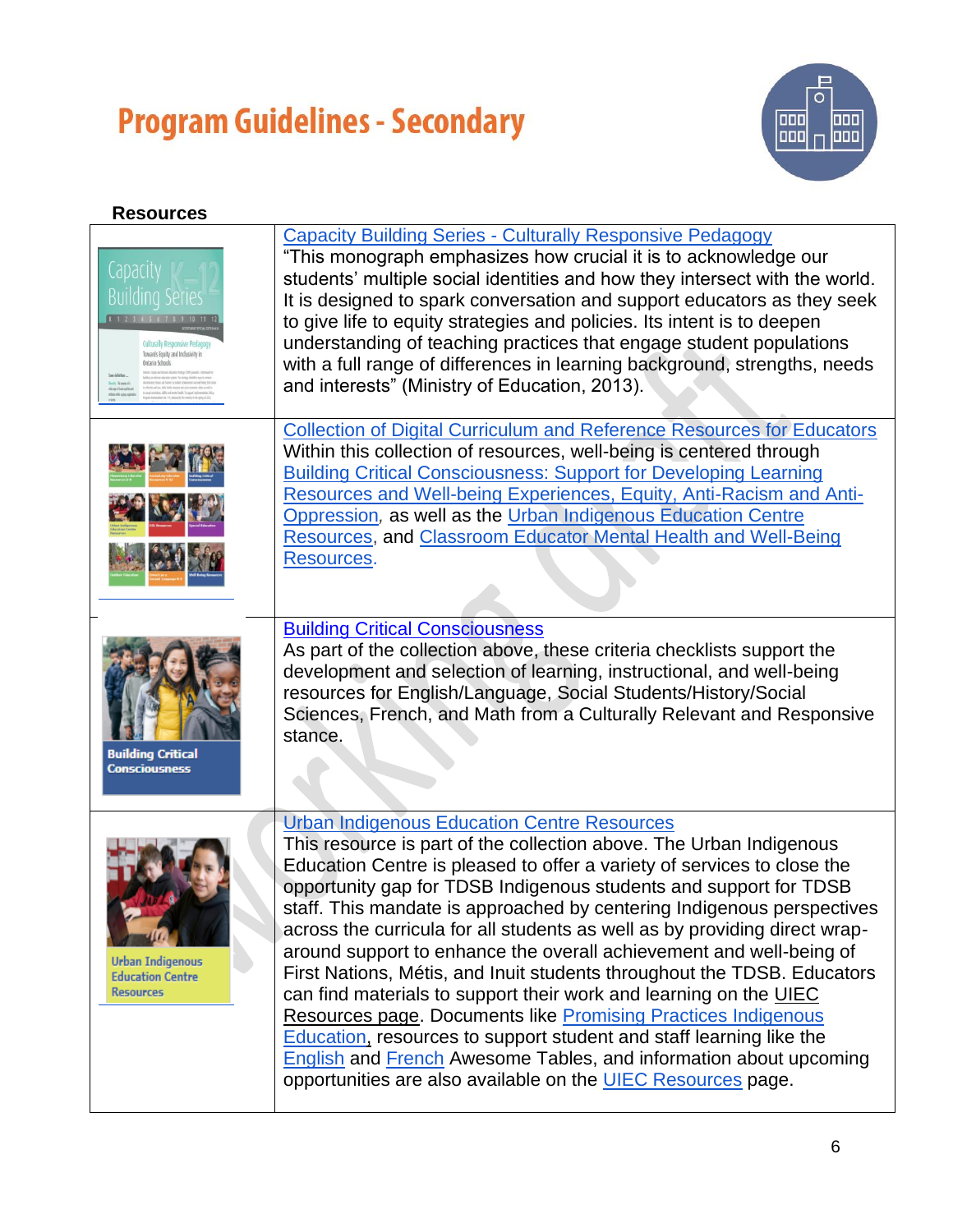# Program Guidelines - Secondary

**Resources**

| | |
|---|---|
| Capacity Building Series K-12 | Capacity Building Series - Culturally Responsive Pedagogy<br>"This monograph emphasizes how crucial it is to acknowledge our students' multiple social identities and how they intersect with the world. It is designed to spark conversation and support educators as they seek to give life to equity strategies and policies. Its intent is to deepen understanding of teaching practices that engage student populations with a full range of differences in learning background, strengths, needs and interests" (Ministry of Education, 2013). |
| | Collection of Digital Curriculum and Reference Resources for Educators<br>Within this collection of resources, well-being is centered through Building Critical Consciousness: Support for Developing Learning Resources and Well-being Experiences, Equity, Anti-Racism and Anti-Oppression, as well as the Urban Indigenous Education Centre Resources, and Classroom Educator Mental Health and Well-Being Resources. |
| Building Critical Consciousness | Building Critical Consciousness<br>As part of the collection above, these criteria checklists support the development and selection of learning, instructional, and well-being resources for English/Language, Social Students/History/Social Sciences, French, and Math from a Culturally Relevant and Responsive stance. |
| Urban Indigenous Education Centre Resources | Urban Indigenous Education Centre Resources<br>This resource is part of the collection above. The Urban Indigenous Education Centre is pleased to offer a variety of services to close the opportunity gap for TDSB Indigenous students and support for TDSB staff. This mandate is approached by centering Indigenous perspectives across the curricula for all students as well as by providing direct wrap-around support to enhance the overall achievement and well-being of First Nations, Métis, and Inuit students throughout the TDSB. Educators can find materials to support their work and learning on the UIEC Resources page. Documents like Promising Practices Indigenous Education, resources to support student and staff learning like the English and French Awesome Tables, and information about upcoming opportunities are also available on the UIEC Resources page. |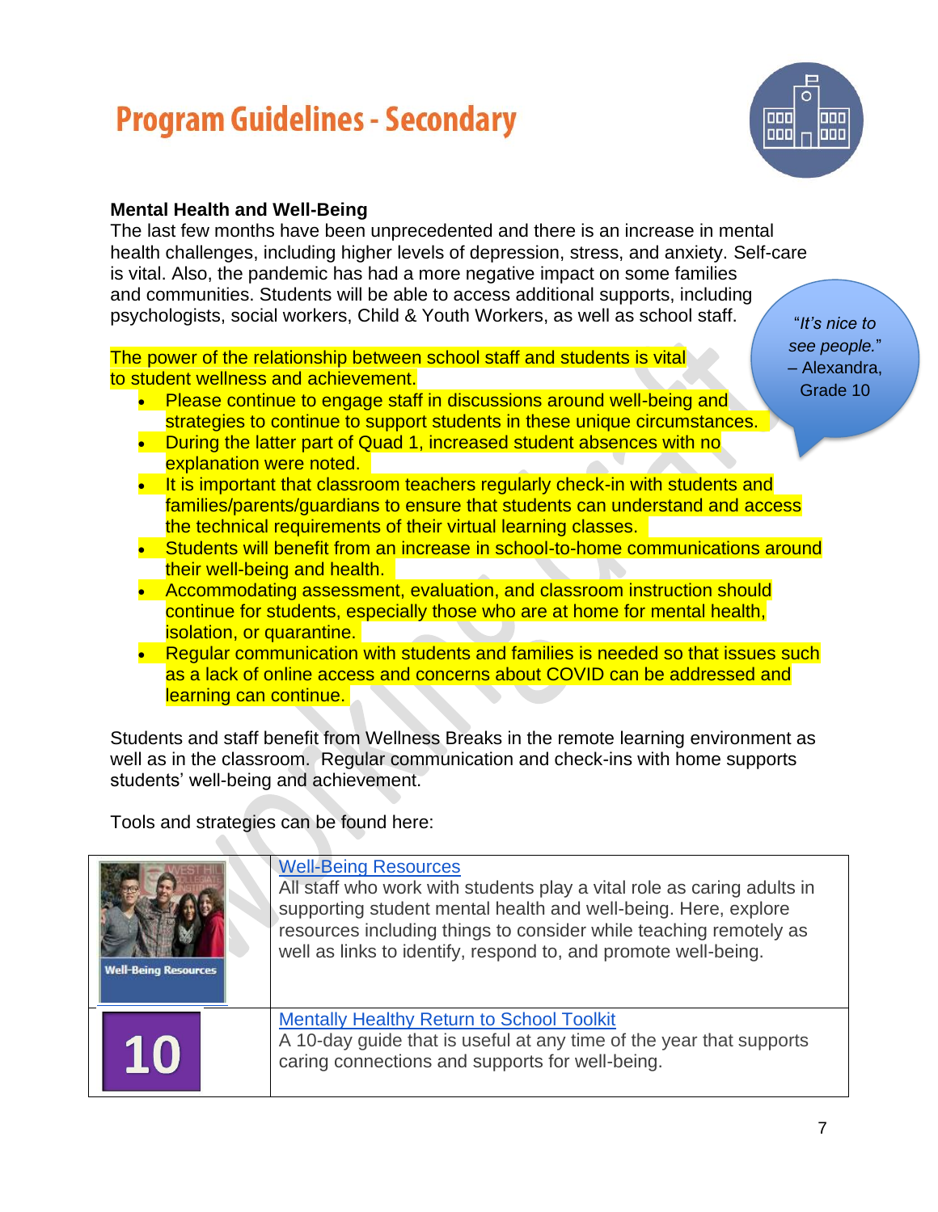# Program Guidelines - Secondary

**Mental Health and Well-Being**

The last few months have been unprecedented and there is an increase in mental health challenges, including higher levels of depression, stress, and anxiety. Self-care is vital. Also, the pandemic has had a more negative impact on some families and communities. Students will be able to access additional supports, including psychologists, social workers, Child & Youth Workers, as well as school staff.

"*It's nice to see people.*" – Alexandra, Grade 10

The power of the relationship between school staff and students is vital to student wellness and achievement.

- Please continue to engage staff in discussions around well-being and strategies to continue to support students in these unique circumstances.
- During the latter part of Quad 1, increased student absences with no explanation were noted.
- It is important that classroom teachers regularly check-in with students and families/parents/guardians to ensure that students can understand and access the technical requirements of their virtual learning classes.
- Students will benefit from an increase in school-to-home communications around their well-being and health.
- Accommodating assessment, evaluation, and classroom instruction should continue for students, especially those who are at home for mental health, isolation, or quarantine.
- Regular communication with students and families is needed so that issues such as a lack of online access and concerns about COVID can be addressed and learning can continue.

Students and staff benefit from Wellness Breaks in the remote learning environment as well as in the classroom. Regular communication and check-ins with home supports students' well-being and achievement.

Tools and strategies can be found here:

| | |
|---|---|
| Well-Being Resources | Well-Being Resources<br>All staff who work with students play a vital role as caring adults in supporting student mental health and well-being. Here, explore resources including things to consider while teaching remotely as well as links to identify, respond to, and promote well-being. |
| 10 | Mentally Healthy Return to School Toolkit<br>A 10-day guide that is useful at any time of the year that supports caring connections and supports for well-being. |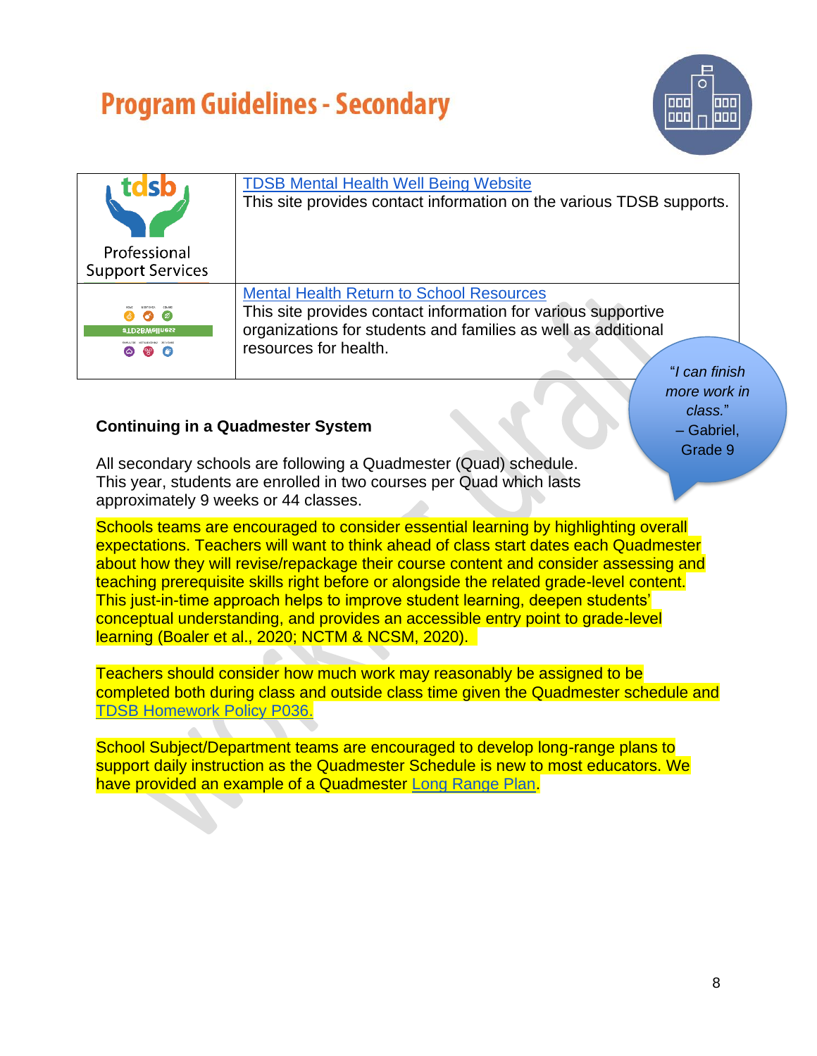# Program Guidelines - Secondary

| | |
|---|---|
| tdsb Professional Support Services | TDSB Mental Health Well Being Website<br>This site provides contact information on the various TDSB supports. |
| #TDSBWellness | Mental Health Return to School Resources<br>This site provides contact information for various supportive organizations for students and families as well as additional resources for health. |

*"I can finish more work in class."* – Gabriel, Grade 9

### Continuing in a Quadmester System

All secondary schools are following a Quadmester (Quad) schedule. This year, students are enrolled in two courses per Quad which lasts approximately 9 weeks or 44 classes.

Schools teams are encouraged to consider essential learning by highlighting overall expectations. Teachers will want to think ahead of class start dates each Quadmester about how they will revise/repackage their course content and consider assessing and teaching prerequisite skills right before or alongside the related grade-level content. This just-in-time approach helps to improve student learning, deepen students' conceptual understanding, and provides an accessible entry point to grade-level learning (Boaler et al., 2020; NCTM & NCSM, 2020).

Teachers should consider how much work may reasonably be assigned to be completed both during class and outside class time given the Quadmester schedule and TDSB Homework Policy P036.

School Subject/Department teams are encouraged to develop long-range plans to support daily instruction as the Quadmester Schedule is new to most educators. We have provided an example of a Quadmester Long Range Plan.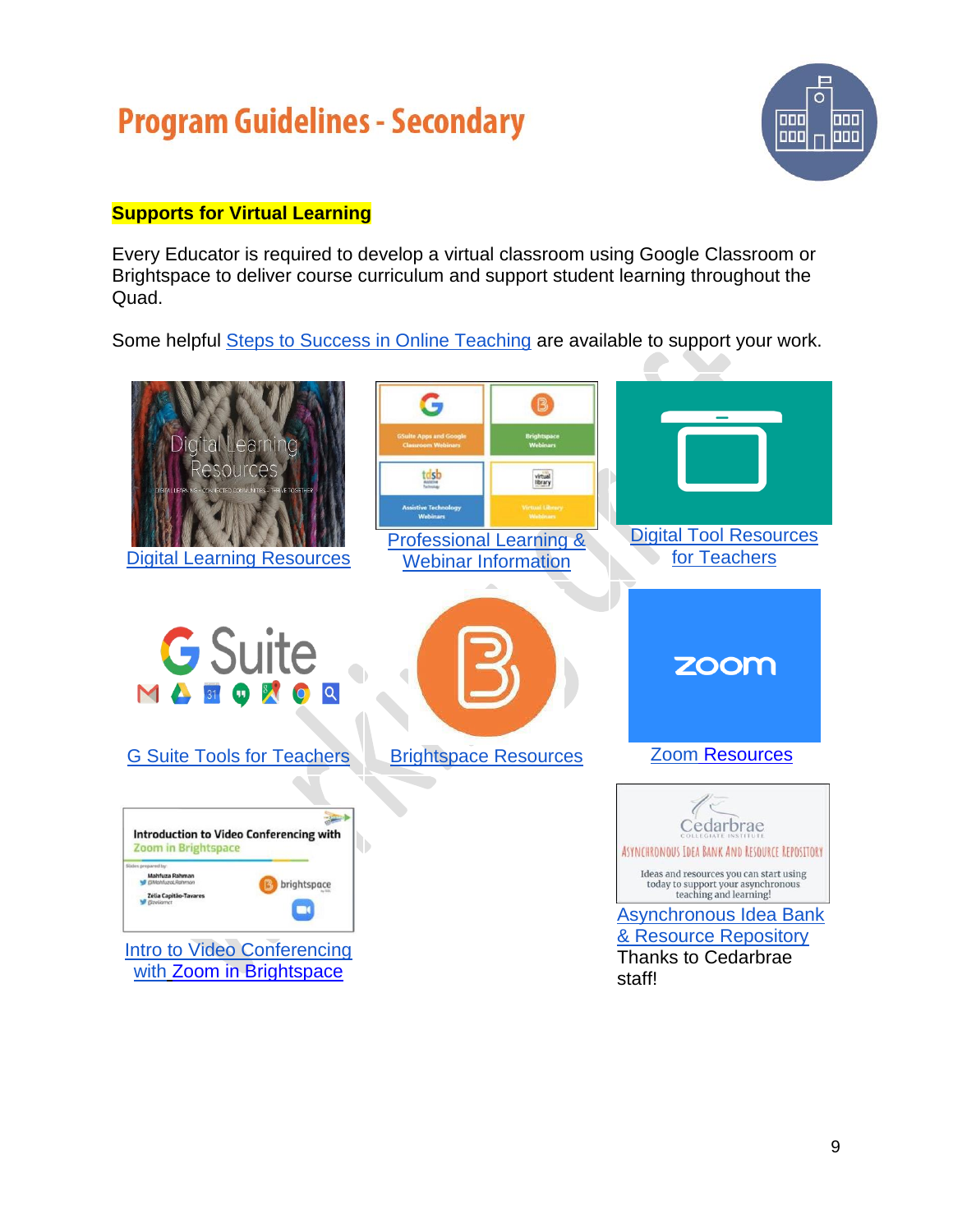# Program Guidelines - Secondary

**Supports for Virtual Learning**

Every Educator is required to develop a virtual classroom using Google Classroom or Brightspace to deliver course curriculum and support student learning throughout the Quad.

Some helpful Steps to Success in Online Teaching are available to support your work.

Digital Learning Resources

Professional Learning & Webinar Information

Digital Tool Resources for Teachers

G Suite Tools for Teachers

Brightspace Resources

Zoom Resources

Intro to Video Conferencing with Zoom in Brightspace

Asynchronous Idea Bank & Resource Repository
Thanks to Cedarbrae staff!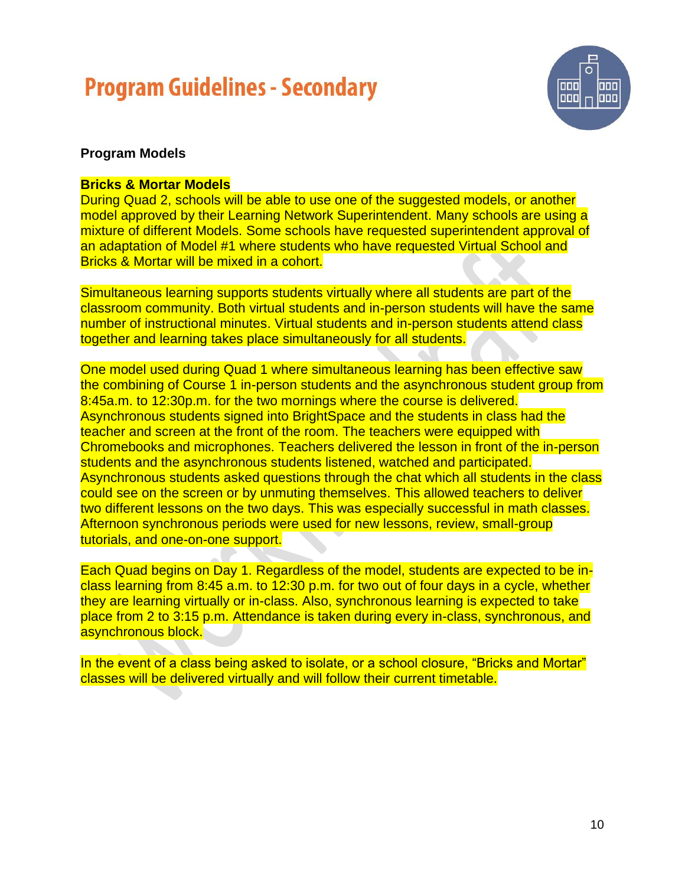# Program Guidelines - Secondary

**Program Models**

**Bricks & Mortar Models**

During Quad 2, schools will be able to use one of the suggested models, or another model approved by their Learning Network Superintendent. Many schools are using a mixture of different Models. Some schools have requested superintendent approval of an adaptation of Model #1 where students who have requested Virtual School and Bricks & Mortar will be mixed in a cohort.

Simultaneous learning supports students virtually where all students are part of the classroom community. Both virtual students and in-person students will have the same number of instructional minutes. Virtual students and in-person students attend class together and learning takes place simultaneously for all students.

One model used during Quad 1 where simultaneous learning has been effective saw the combining of Course 1 in-person students and the asynchronous student group from 8:45a.m. to 12:30p.m. for the two mornings where the course is delivered. Asynchronous students signed into BrightSpace and the students in class had the teacher and screen at the front of the room. The teachers were equipped with Chromebooks and microphones. Teachers delivered the lesson in front of the in-person students and the asynchronous students listened, watched and participated. Asynchronous students asked questions through the chat which all students in the class could see on the screen or by unmuting themselves. This allowed teachers to deliver two different lessons on the two days. This was especially successful in math classes. Afternoon synchronous periods were used for new lessons, review, small-group tutorials, and one-on-one support.

Each Quad begins on Day 1. Regardless of the model, students are expected to be in-class learning from 8:45 a.m. to 12:30 p.m. for two out of four days in a cycle, whether they are learning virtually or in-class. Also, synchronous learning is expected to take place from 2 to 3:15 p.m. Attendance is taken during every in-class, synchronous, and asynchronous block.

In the event of a class being asked to isolate, or a school closure, "Bricks and Mortar" classes will be delivered virtually and will follow their current timetable.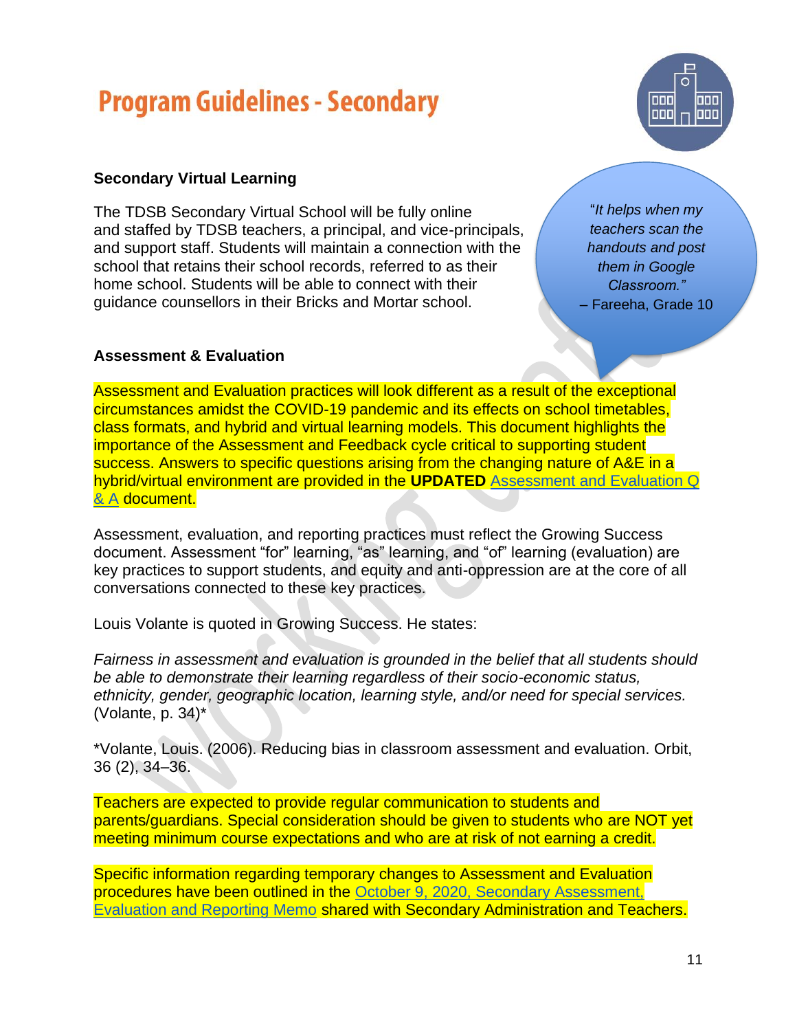# Program Guidelines - Secondary

### Secondary Virtual Learning

The TDSB Secondary Virtual School will be fully online and staffed by TDSB teachers, a principal, and vice-principals, and support staff. Students will maintain a connection with the school that retains their school records, referred to as their home school. Students will be able to connect with their guidance counsellors in their Bricks and Mortar school.

"*It helps when my teachers scan the handouts and post them in Google Classroom."*
– Fareeha, Grade 10

### Assessment & Evaluation

Assessment and Evaluation practices will look different as a result of the exceptional circumstances amidst the COVID-19 pandemic and its effects on school timetables, class formats, and hybrid and virtual learning models. This document highlights the importance of the Assessment and Feedback cycle critical to supporting student success. Answers to specific questions arising from the changing nature of A&E in a hybrid/virtual environment are provided in the **UPDATED** Assessment and Evaluation Q & A document.

Assessment, evaluation, and reporting practices must reflect the Growing Success document. Assessment "for" learning, "as" learning, and "of" learning (evaluation) are key practices to support students, and equity and anti-oppression are at the core of all conversations connected to these key practices.

Louis Volante is quoted in Growing Success. He states:

*Fairness in assessment and evaluation is grounded in the belief that all students should be able to demonstrate their learning regardless of their socio-economic status, ethnicity, gender, geographic location, learning style, and/or need for special services.* (Volante, p. 34)*

*Volante, Louis. (2006). Reducing bias in classroom assessment and evaluation. Orbit, 36 (2), 34–36.

Teachers are expected to provide regular communication to students and parents/guardians. Special consideration should be given to students who are NOT yet meeting minimum course expectations and who are at risk of not earning a credit.

Specific information regarding temporary changes to Assessment and Evaluation procedures have been outlined in the October 9, 2020, Secondary Assessment, Evaluation and Reporting Memo shared with Secondary Administration and Teachers.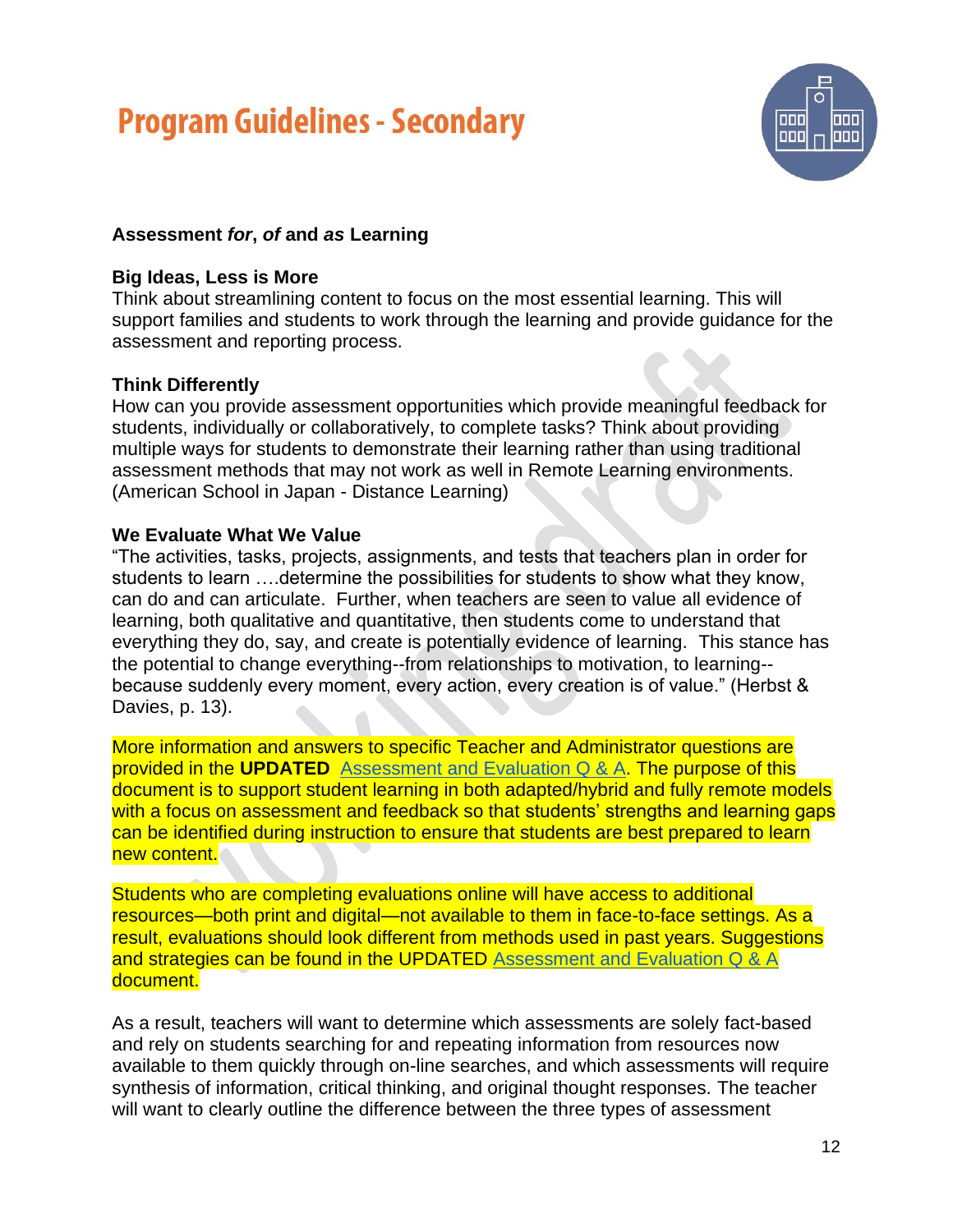# Program Guidelines - Secondary

### Assessment *for*, *of* and *as* Learning

**Big Ideas, Less is More**
Think about streamlining content to focus on the most essential learning. This will support families and students to work through the learning and provide guidance for the assessment and reporting process.

**Think Differently**
How can you provide assessment opportunities which provide meaningful feedback for students, individually or collaboratively, to complete tasks? Think about providing multiple ways for students to demonstrate their learning rather than using traditional assessment methods that may not work as well in Remote Learning environments. (American School in Japan - Distance Learning)

**We Evaluate What We Value**
"The activities, tasks, projects, assignments, and tests that teachers plan in order for students to learn ….determine the possibilities for students to show what they know, can do and can articulate. Further, when teachers are seen to value all evidence of learning, both qualitative and quantitative, then students come to understand that everything they do, say, and create is potentially evidence of learning. This stance has the potential to change everything--from relationships to motivation, to learning--because suddenly every moment, every action, every creation is of value." (Herbst & Davies, p. 13).

More information and answers to specific Teacher and Administrator questions are provided in the **UPDATED** Assessment and Evaluation Q & A. The purpose of this document is to support student learning in both adapted/hybrid and fully remote models with a focus on assessment and feedback so that students' strengths and learning gaps can be identified during instruction to ensure that students are best prepared to learn new content.

Students who are completing evaluations online will have access to additional resources—both print and digital—not available to them in face-to-face settings. As a result, evaluations should look different from methods used in past years. Suggestions and strategies can be found in the UPDATED Assessment and Evaluation Q & A document.

As a result, teachers will want to determine which assessments are solely fact-based and rely on students searching for and repeating information from resources now available to them quickly through on-line searches, and which assessments will require synthesis of information, critical thinking, and original thought responses. The teacher will want to clearly outline the difference between the three types of assessment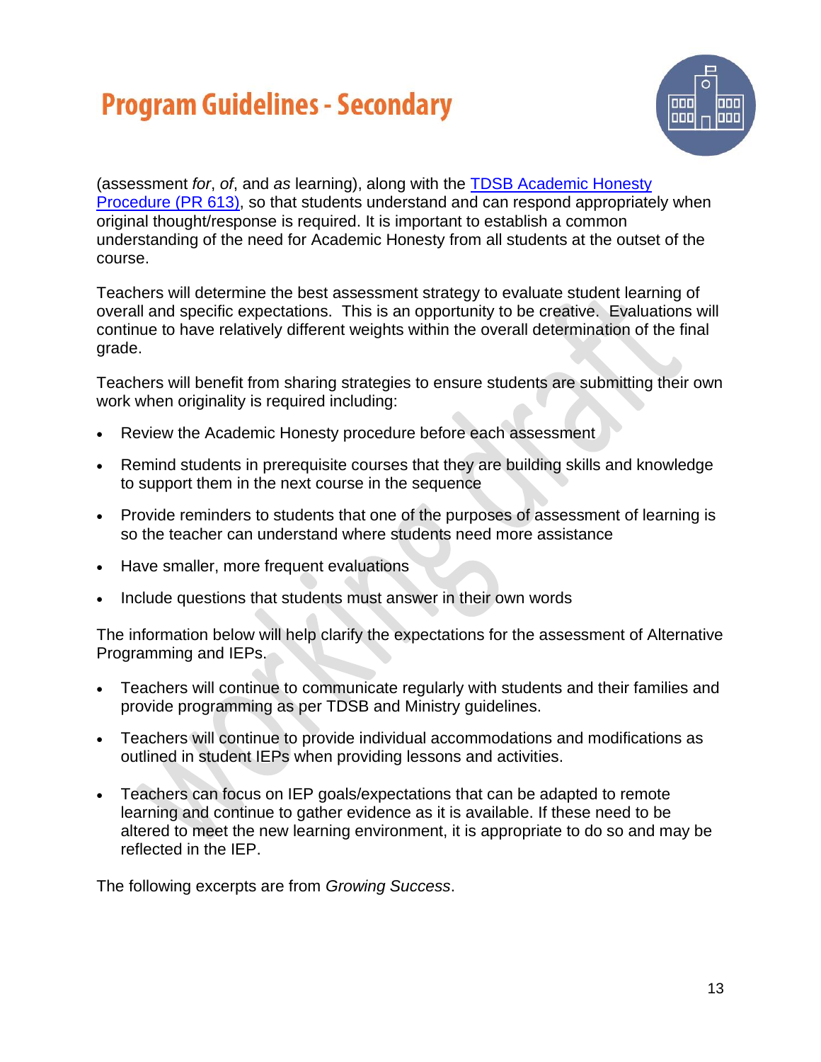# Program Guidelines - Secondary

(assessment *for*, *of*, and *as* learning), along with the [TDSB Academic Honesty Procedure (PR 613)](), so that students understand and can respond appropriately when original thought/response is required. It is important to establish a common understanding of the need for Academic Honesty from all students at the outset of the course.

Teachers will determine the best assessment strategy to evaluate student learning of overall and specific expectations. This is an opportunity to be creative. Evaluations will continue to have relatively different weights within the overall determination of the final grade.

Teachers will benefit from sharing strategies to ensure students are submitting their own work when originality is required including:

- Review the Academic Honesty procedure before each assessment
- Remind students in prerequisite courses that they are building skills and knowledge to support them in the next course in the sequence
- Provide reminders to students that one of the purposes of assessment of learning is so the teacher can understand where students need more assistance
- Have smaller, more frequent evaluations
- Include questions that students must answer in their own words

The information below will help clarify the expectations for the assessment of Alternative Programming and IEPs.

- Teachers will continue to communicate regularly with students and their families and provide programming as per TDSB and Ministry guidelines.
- Teachers will continue to provide individual accommodations and modifications as outlined in student IEPs when providing lessons and activities.
- Teachers can focus on IEP goals/expectations that can be adapted to remote learning and continue to gather evidence as it is available. If these need to be altered to meet the new learning environment, it is appropriate to do so and may be reflected in the IEP.

The following excerpts are from *Growing Success*.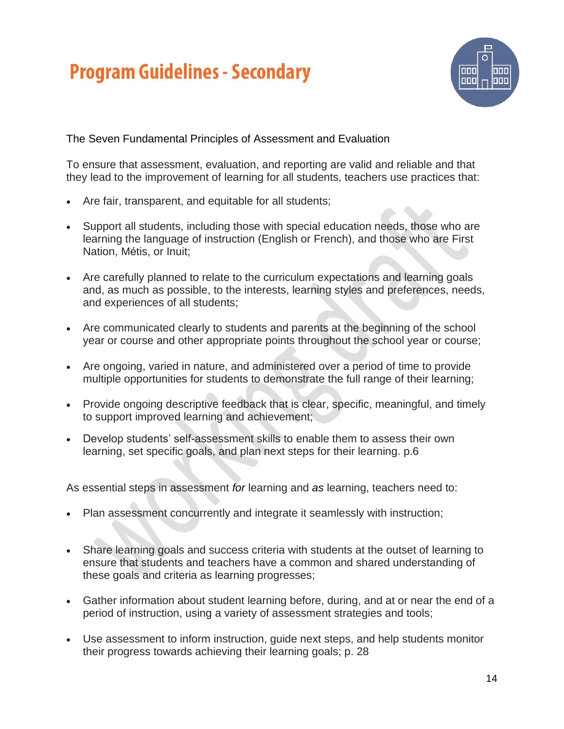# Program Guidelines - Secondary

The Seven Fundamental Principles of Assessment and Evaluation

To ensure that assessment, evaluation, and reporting are valid and reliable and that they lead to the improvement of learning for all students, teachers use practices that:

- Are fair, transparent, and equitable for all students;
- Support all students, including those with special education needs, those who are learning the language of instruction (English or French), and those who are First Nation, Métis, or Inuit;
- Are carefully planned to relate to the curriculum expectations and learning goals and, as much as possible, to the interests, learning styles and preferences, needs, and experiences of all students;
- Are communicated clearly to students and parents at the beginning of the school year or course and other appropriate points throughout the school year or course;
- Are ongoing, varied in nature, and administered over a period of time to provide multiple opportunities for students to demonstrate the full range of their learning;
- Provide ongoing descriptive feedback that is clear, specific, meaningful, and timely to support improved learning and achievement;
- Develop students' self-assessment skills to enable them to assess their own learning, set specific goals, and plan next steps for their learning. p.6

As essential steps in assessment *for* learning and *as* learning, teachers need to:

- Plan assessment concurrently and integrate it seamlessly with instruction;
- Share learning goals and success criteria with students at the outset of learning to ensure that students and teachers have a common and shared understanding of these goals and criteria as learning progresses;
- Gather information about student learning before, during, and at or near the end of a period of instruction, using a variety of assessment strategies and tools;
- Use assessment to inform instruction, guide next steps, and help students monitor their progress towards achieving their learning goals; p. 28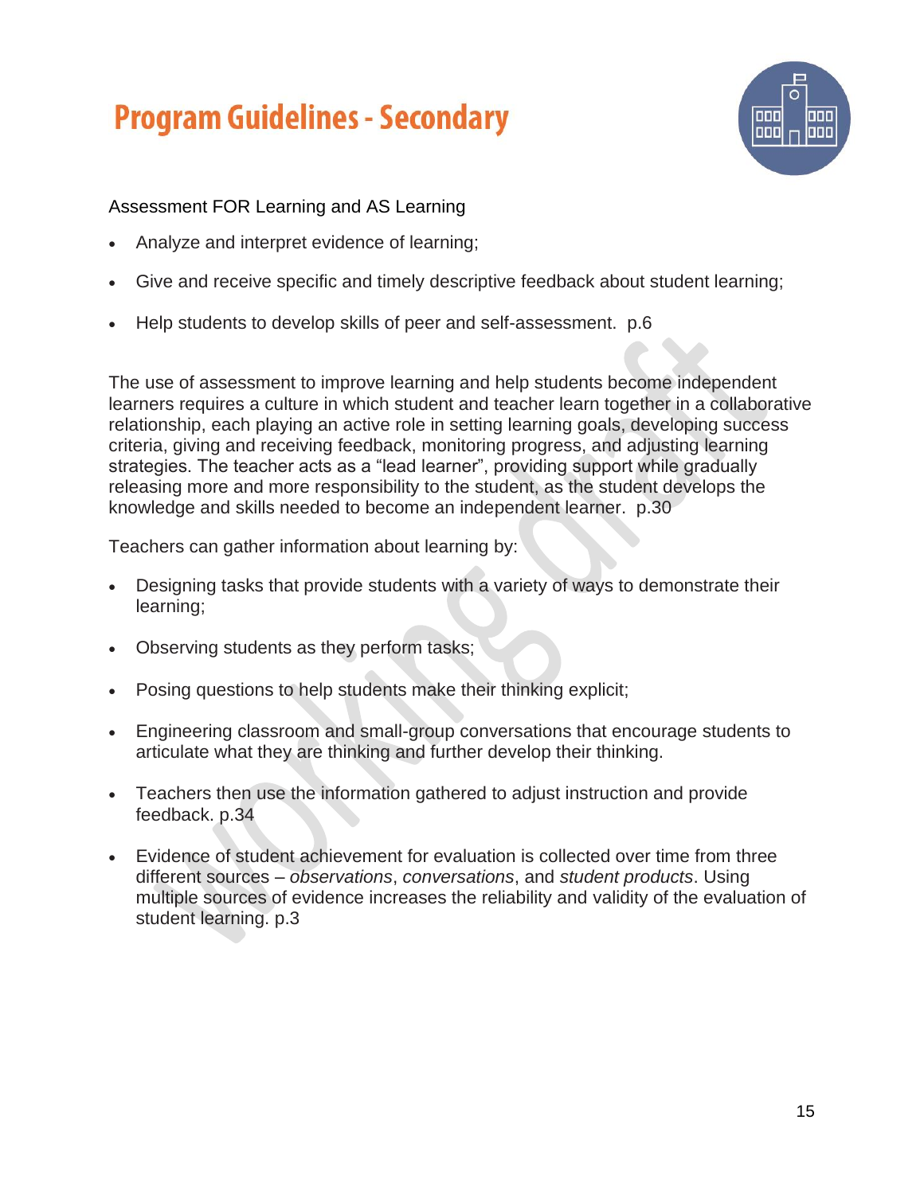# Program Guidelines - Secondary

Assessment FOR Learning and AS Learning

- Analyze and interpret evidence of learning;
- Give and receive specific and timely descriptive feedback about student learning;
- Help students to develop skills of peer and self-assessment. p.6

The use of assessment to improve learning and help students become independent learners requires a culture in which student and teacher learn together in a collaborative relationship, each playing an active role in setting learning goals, developing success criteria, giving and receiving feedback, monitoring progress, and adjusting learning strategies. The teacher acts as a "lead learner", providing support while gradually releasing more and more responsibility to the student, as the student develops the knowledge and skills needed to become an independent learner. p.30

Teachers can gather information about learning by:

- Designing tasks that provide students with a variety of ways to demonstrate their learning;
- Observing students as they perform tasks;
- Posing questions to help students make their thinking explicit;
- Engineering classroom and small-group conversations that encourage students to articulate what they are thinking and further develop their thinking.
- Teachers then use the information gathered to adjust instruction and provide feedback. p.34
- Evidence of student achievement for evaluation is collected over time from three different sources – *observations*, *conversations*, and *student products*. Using multiple sources of evidence increases the reliability and validity of the evaluation of student learning. p.3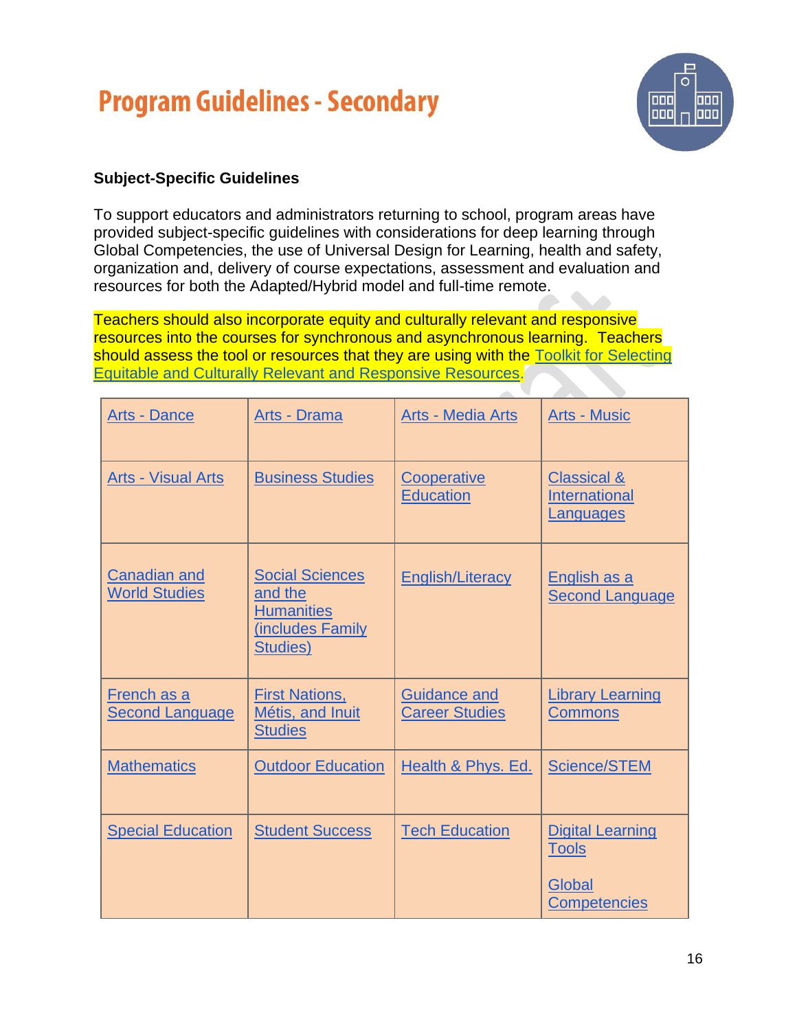# Program Guidelines - Secondary

**Subject-Specific Guidelines**

To support educators and administrators returning to school, program areas have provided subject-specific guidelines with considerations for deep learning through Global Competencies, the use of Universal Design for Learning, health and safety, organization and, delivery of course expectations, assessment and evaluation and resources for both the Adapted/Hybrid model and full-time remote.

Teachers should also incorporate equity and culturally relevant and responsive resources into the courses for synchronous and asynchronous learning. Teachers should assess the tool or resources that they are using with the Toolkit for Selecting Equitable and Culturally Relevant and Responsive Resources.

| | | | |
|---|---|---|---|
| Arts - Dance | Arts - Drama | Arts - Media Arts | Arts - Music |
| Arts - Visual Arts | Business Studies | Cooperative Education | Classical & International Languages |
| Canadian and World Studies | Social Sciences and the Humanities (includes Family Studies) | English/Literacy | English as a Second Language |
| French as a Second Language | First Nations, Métis, and Inuit Studies | Guidance and Career Studies | Library Learning Commons |
| Mathematics | Outdoor Education | Health & Phys. Ed. | Science/STEM |
| Special Education | Student Success | Tech Education | Digital Learning Tools<br><br>Global Competencies |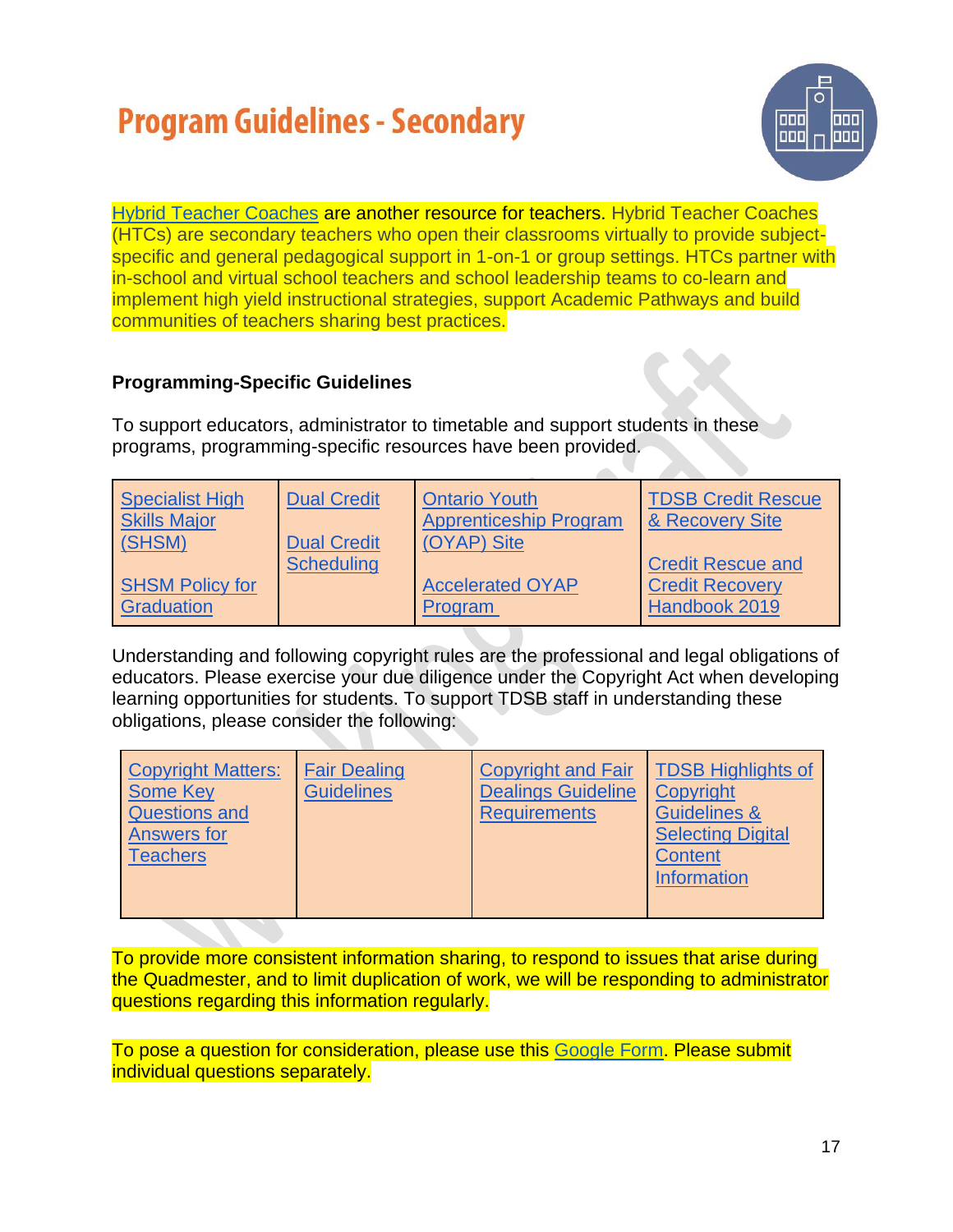# Program Guidelines - Secondary

Hybrid Teacher Coaches are another resource for teachers. Hybrid Teacher Coaches (HTCs) are secondary teachers who open their classrooms virtually to provide subject-specific and general pedagogical support in 1-on-1 or group settings. HTCs partner with in-school and virtual school teachers and school leadership teams to co-learn and implement high yield instructional strategies, support Academic Pathways and build communities of teachers sharing best practices.

**Programming-Specific Guidelines**

To support educators, administrator to timetable and support students in these programs, programming-specific resources have been provided.

| | | | |
|---|---|---|---|
| Specialist High Skills Major (SHSM)<br><br>SHSM Policy for Graduation | Dual Credit<br><br>Dual Credit Scheduling | Ontario Youth Apprenticeship Program (OYAP) Site<br><br>Accelerated OYAP Program | TDSB Credit Rescue & Recovery Site<br><br>Credit Rescue and Credit Recovery Handbook 2019 |

Understanding and following copyright rules are the professional and legal obligations of educators. Please exercise your due diligence under the Copyright Act when developing learning opportunities for students. To support TDSB staff in understanding these obligations, please consider the following:

| | | | |
|---|---|---|---|
| Copyright Matters: Some Key Questions and Answers for Teachers | Fair Dealing Guidelines | Copyright and Fair Dealings Guideline Requirements | TDSB Highlights of Copyright Guidelines & Selecting Digital Content Information |

To provide more consistent information sharing, to respond to issues that arise during the Quadmester, and to limit duplication of work, we will be responding to administrator questions regarding this information regularly.

To pose a question for consideration, please use this Google Form. Please submit individual questions separately.